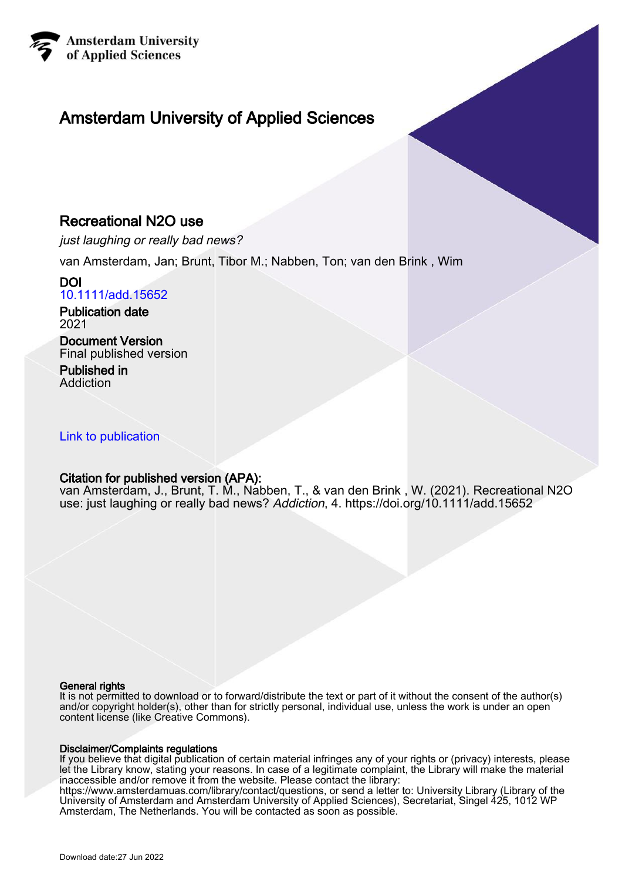Amsterdam University of Applied Sciences

# Amsterdam University of Applied Sciences

## Recreational N2O use

*just laughing or really bad news?*

van Amsterdam, Jan; Brunt, Tibor M.; Nabben, Ton; van den Brink , Wim

**DOI**
10.1111/add.15652

**Publication date**
2021

**Document Version**
Final published version

**Published in**
Addiction

Link to publication

**Citation for published version (APA):**
van Amsterdam, J., Brunt, T. M., Nabben, T., & van den Brink , W. (2021). Recreational N2O use: just laughing or really bad news? *Addiction*, 4. https://doi.org/10.1111/add.15652

**General rights**
It is not permitted to download or to forward/distribute the text or part of it without the consent of the author(s) and/or copyright holder(s), other than for strictly personal, individual use, unless the work is under an open content license (like Creative Commons).

**Disclaimer/Complaints regulations**
If you believe that digital publication of certain material infringes any of your rights or (privacy) interests, please let the Library know, stating your reasons. In case of a legitimate complaint, the Library will make the material inaccessible and/or remove it from the website. Please contact the library:
https://www.amsterdamuas.com/library/contact/questions, or send a letter to: University Library (Library of the University of Amsterdam and Amsterdam University of Applied Sciences), Secretariat, Singel 425, 1012 WP Amsterdam, The Netherlands. You will be contacted as soon as possible.

Download date:27 Jun 2022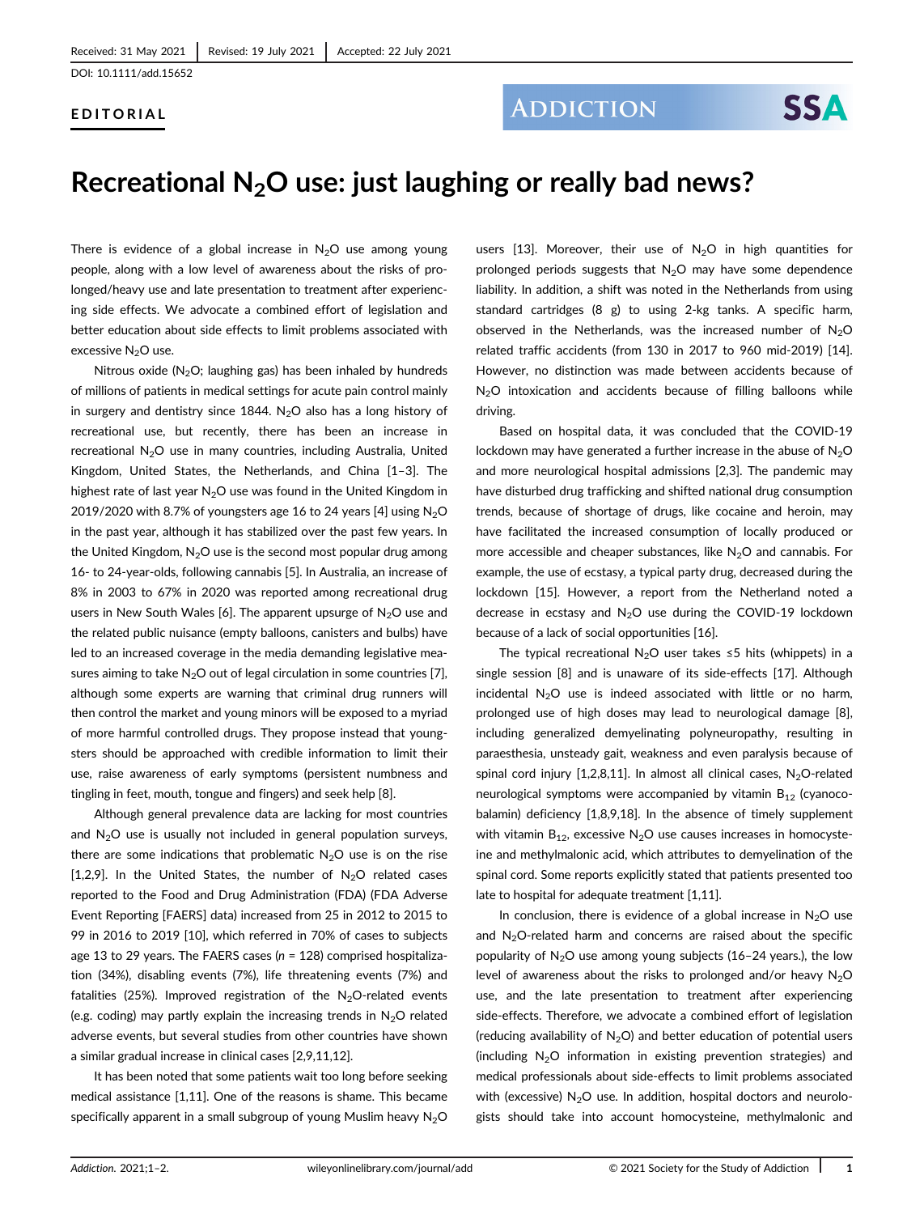Received: 31 May 2021 | Revised: 19 July 2021 | Accepted: 22 July 2021

DOI: 10.1111/add.15652

**EDITORIAL**

# Recreational $N_2O$ use: just laughing or really bad news?

There is evidence of a global increase in $N_2O$ use among young people, along with a low level of awareness about the risks of prolonged/heavy use and late presentation to treatment after experiencing side effects. We advocate a combined effort of legislation and better education about side effects to limit problems associated with excessive $N_2O$ use.

Nitrous oxide ($N_2O$; laughing gas) has been inhaled by hundreds of millions of patients in medical settings for acute pain control mainly in surgery and dentistry since 1844. $N_2O$ also has a long history of recreational use, but recently, there has been an increase in recreational $N_2O$ use in many countries, including Australia, United Kingdom, United States, the Netherlands, and China [1–3]. The highest rate of last year $N_2O$ use was found in the United Kingdom in 2019/2020 with 8.7% of youngsters age 16 to 24 years [4] using $N_2O$ in the past year, although it has stabilized over the past few years. In the United Kingdom, $N_2O$ use is the second most popular drug among 16- to 24-year-olds, following cannabis [5]. In Australia, an increase of 8% in 2003 to 67% in 2020 was reported among recreational drug users in New South Wales [6]. The apparent upsurge of $N_2O$ use and the related public nuisance (empty balloons, canisters and bulbs) have led to an increased coverage in the media demanding legislative measures aiming to take $N_2O$ out of legal circulation in some countries [7], although some experts are warning that criminal drug runners will then control the market and young minors will be exposed to a myriad of more harmful controlled drugs. They propose instead that youngsters should be approached with credible information to limit their use, raise awareness of early symptoms (persistent numbness and tingling in feet, mouth, tongue and fingers) and seek help [8].

Although general prevalence data are lacking for most countries and $N_2O$ use is usually not included in general population surveys, there are some indications that problematic $N_2O$ use is on the rise [1,2,9]. In the United States, the number of $N_2O$ related cases reported to the Food and Drug Administration (FDA) (FDA Adverse Event Reporting [FAERS] data) increased from 25 in 2012 to 2015 to 99 in 2016 to 2019 [10], which referred in 70% of cases to subjects age 13 to 29 years. The FAERS cases ($n$ = 128) comprised hospitalization (34%), disabling events (7%), life threatening events (7%) and fatalities (25%). Improved registration of the $N_2O$-related events (e.g. coding) may partly explain the increasing trends in $N_2O$ related adverse events, but several studies from other countries have shown a similar gradual increase in clinical cases [2,9,11,12].

It has been noted that some patients wait too long before seeking medical assistance [1,11]. One of the reasons is shame. This became specifically apparent in a small subgroup of young Muslim heavy $N_2O$ users [13]. Moreover, their use of $N_2O$ in high quantities for prolonged periods suggests that $N_2O$ may have some dependence liability. In addition, a shift was noted in the Netherlands from using standard cartridges (8 g) to using 2-kg tanks. A specific harm, observed in the Netherlands, was the increased number of $N_2O$ related traffic accidents (from 130 in 2017 to 960 mid-2019) [14]. However, no distinction was made between accidents because of $N_2O$ intoxication and accidents because of filling balloons while driving.

Based on hospital data, it was concluded that the COVID-19 lockdown may have generated a further increase in the abuse of $N_2O$ and more neurological hospital admissions [2,3]. The pandemic may have disturbed drug trafficking and shifted national drug consumption trends, because of shortage of drugs, like cocaine and heroin, may have facilitated the increased consumption of locally produced or more accessible and cheaper substances, like $N_2O$ and cannabis. For example, the use of ecstasy, a typical party drug, decreased during the lockdown [15]. However, a report from the Netherland noted a decrease in ecstasy and $N_2O$ use during the COVID-19 lockdown because of a lack of social opportunities [16].

The typical recreational $N_2O$ user takes ≤5 hits (whippets) in a single session [8] and is unaware of its side-effects [17]. Although incidental $N_2O$ use is indeed associated with little or no harm, prolonged use of high doses may lead to neurological damage [8], including generalized demyelinating polyneuropathy, resulting in paraesthesia, unsteady gait, weakness and even paralysis because of spinal cord injury [1,2,8,11]. In almost all clinical cases, $N_2O$-related neurological symptoms were accompanied by vitamin $B_{12}$ (cyanocobalamin) deficiency [1,8,9,18]. In the absence of timely supplement with vitamin $B_{12}$, excessive $N_2O$ use causes increases in homocysteine and methylmalonic acid, which attributes to demyelination of the spinal cord. Some reports explicitly stated that patients presented too late to hospital for adequate treatment [1,11].

In conclusion, there is evidence of a global increase in $N_2O$ use and $N_2O$-related harm and concerns are raised about the specific popularity of $N_2O$ use among young subjects (16–24 years.), the low level of awareness about the risks to prolonged and/or heavy $N_2O$ use, and the late presentation to treatment after experiencing side-effects. Therefore, we advocate a combined effort of legislation (reducing availability of $N_2O$) and better education of potential users (including $N_2O$ information in existing prevention strategies) and medical professionals about side-effects to limit problems associated with (excessive) $N_2O$ use. In addition, hospital doctors and neurologists should take into account homocysteine, methylmalonic and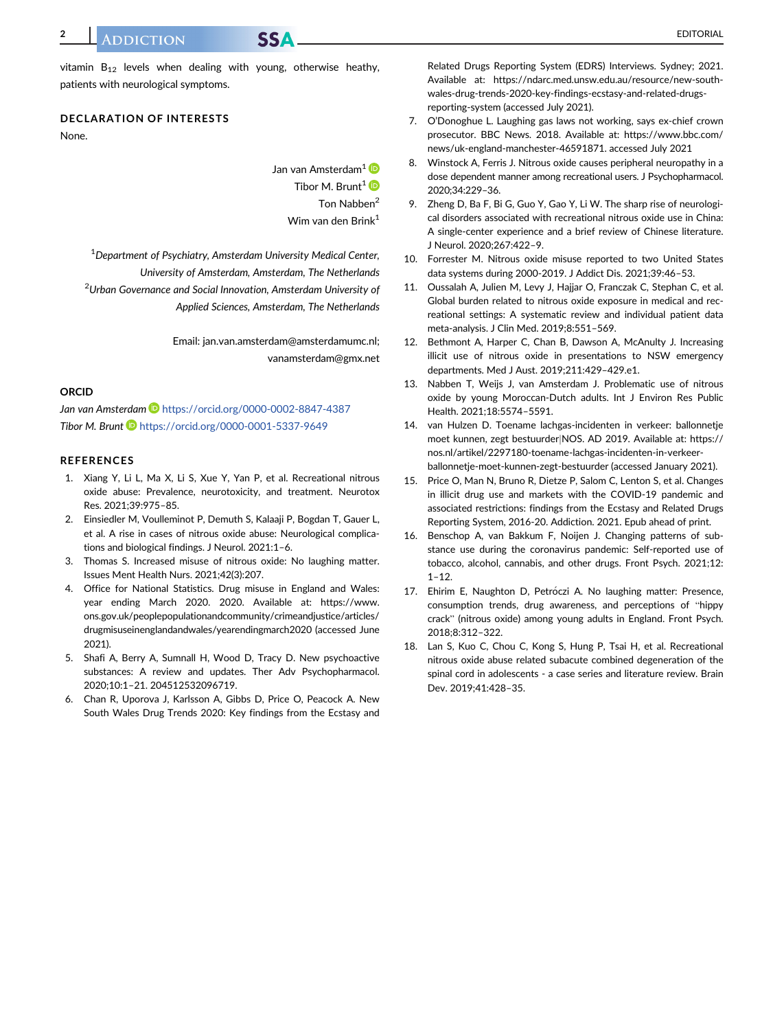vitamin $B_{12}$ levels when dealing with young, otherwise heathy, patients with neurological symptoms.

## DECLARATION OF INTERESTS

None.

Jan van Amsterdam[1]
Tibor M. Brunt[1]
Ton Nabben[2]
Wim van den Brink[1]

[1]*Department of Psychiatry, Amsterdam University Medical Center, University of Amsterdam, Amsterdam, The Netherlands*
[2]*Urban Governance and Social Innovation, Amsterdam University of Applied Sciences, Amsterdam, The Netherlands*

Email: jan.van.amsterdam@amsterdamumc.nl; vanamsterdam@gmx.net

## ORCID

*Jan van Amsterdam* https://orcid.org/0000-0002-8847-4387
*Tibor M. Brunt* https://orcid.org/0000-0001-5337-9649

## REFERENCES

1. Xiang Y, Li L, Ma X, Li S, Xue Y, Yan P, et al. Recreational nitrous oxide abuse: Prevalence, neurotoxicity, and treatment. Neurotox Res. 2021;39:975–85.
2. Einsiedler M, Voulleminot P, Demuth S, Kalaaji P, Bogdan T, Gauer L, et al. A rise in cases of nitrous oxide abuse: Neurological complications and biological findings. J Neurol. 2021:1–6.
3. Thomas S. Increased misuse of nitrous oxide: No laughing matter. Issues Ment Health Nurs. 2021;42(3):207.
4. Office for National Statistics. Drug misuse in England and Wales: year ending March 2020. 2020. Available at: https://www.ons.gov.uk/peoplepopulationandcommunity/crimeandjustice/articles/drugmisuseinenglandandwales/yearendingmarch2020 (accessed June 2021).
5. Shafi A, Berry A, Sumnall H, Wood D, Tracy D. New psychoactive substances: A review and updates. Ther Adv Psychopharmacol. 2020;10:1–21. 204512532096719.
6. Chan R, Uporova J, Karlsson A, Gibbs D, Price O, Peacock A. New South Wales Drug Trends 2020: Key findings from the Ecstasy and Related Drugs Reporting System (EDRS) Interviews. Sydney; 2021. Available at: https://ndarc.med.unsw.edu.au/resource/new-south-wales-drug-trends-2020-key-findings-ecstasy-and-related-drugs-reporting-system (accessed July 2021).
7. O'Donoghue L. Laughing gas laws not working, says ex-chief crown prosecutor. BBC News. 2018. Available at: https://www.bbc.com/news/uk-england-manchester-46591871. accessed July 2021
8. Winstock A, Ferris J. Nitrous oxide causes peripheral neuropathy in a dose dependent manner among recreational users. J Psychopharmacol. 2020;34:229–36.
9. Zheng D, Ba F, Bi G, Guo Y, Gao Y, Li W. The sharp rise of neurological disorders associated with recreational nitrous oxide use in China: A single-center experience and a brief review of Chinese literature. J Neurol. 2020;267:422–9.
10. Forrester M. Nitrous oxide misuse reported to two United States data systems during 2000-2019. J Addict Dis. 2021;39:46–53.
11. Oussalah A, Julien M, Levy J, Hajjar O, Franczak C, Stephan C, et al. Global burden related to nitrous oxide exposure in medical and recreational settings: A systematic review and individual patient data meta-analysis. J Clin Med. 2019;8:551–569.
12. Bethmont A, Harper C, Chan B, Dawson A, McAnulty J. Increasing illicit use of nitrous oxide in presentations to NSW emergency departments. Med J Aust. 2019;211:429–429.e1.
13. Nabben T, Weijs J, van Amsterdam J. Problematic use of nitrous oxide by young Moroccan-Dutch adults. Int J Environ Res Public Health. 2021;18:5574–5591.
14. van Hulzen D. Toename lachgas-incidenten in verkeer: ballonnetje moet kunnen, zegt bestuurder|NOS. AD 2019. Available at: https://nos.nl/artikel/2297180-toename-lachgas-incidenten-in-verkeer-ballonnetje-moet-kunnen-zegt-bestuurder (accessed January 2021).
15. Price O, Man N, Bruno R, Dietze P, Salom C, Lenton S, et al. Changes in illicit drug use and markets with the COVID-19 pandemic and associated restrictions: findings from the Ecstasy and Related Drugs Reporting System, 2016-20. Addiction. 2021. Epub ahead of print.
16. Benschop A, van Bakkum F, Noijen J. Changing patterns of substance use during the coronavirus pandemic: Self-reported use of tobacco, alcohol, cannabis, and other drugs. Front Psych. 2021;12:1–12.
17. Ehirim E, Naughton D, Petróczi A. No laughing matter: Presence, consumption trends, drug awareness, and perceptions of "hippy crack" (nitrous oxide) among young adults in England. Front Psych. 2018;8:312–322.
18. Lan S, Kuo C, Chou C, Kong S, Hung P, Tsai H, et al. Recreational nitrous oxide abuse related subacute combined degeneration of the spinal cord in adolescents - a case series and literature review. Brain Dev. 2019;41:428–35.